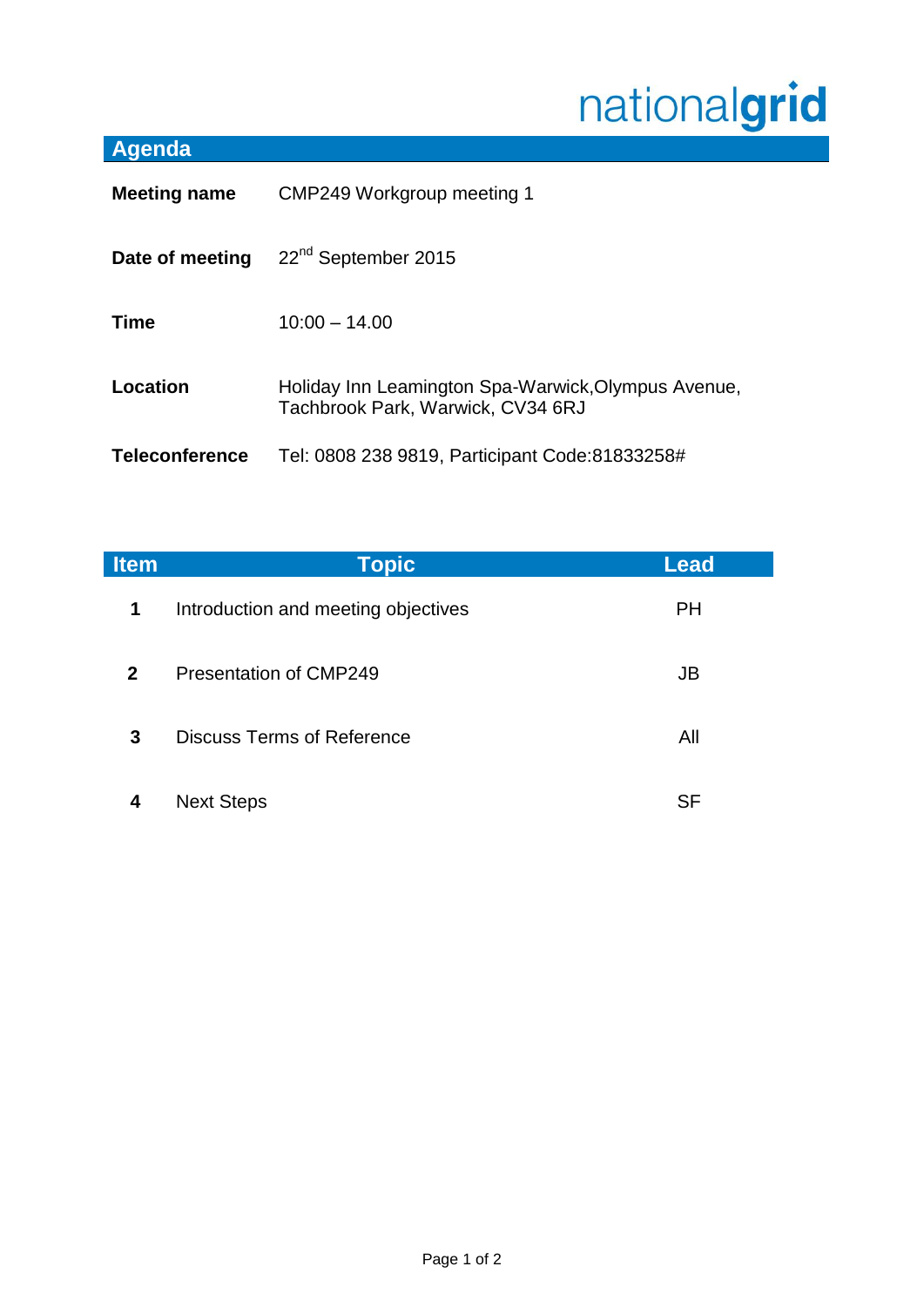nationalgrid

## Agenda

| | |
|---|---|
| **Meeting name** | CMP249 Workgroup meeting 1 |
| **Date of meeting** | 22nd September 2015 |
| **Time** | 10:00 – 14.00 |
| **Location** | Holiday Inn Leamington Spa-Warwick,Olympus Avenue, Tachbrook Park, Warwick, CV34 6RJ |
| **Teleconference** | Tel: 0808 238 9819, Participant Code:81833258# |

| Item | Topic | Lead |
|---|---|---|
| **1** | Introduction and meeting objectives | PH |
| **2** | Presentation of CMP249 | JB |
| **3** | Discuss Terms of Reference | All |
| **4** | Next Steps | SF |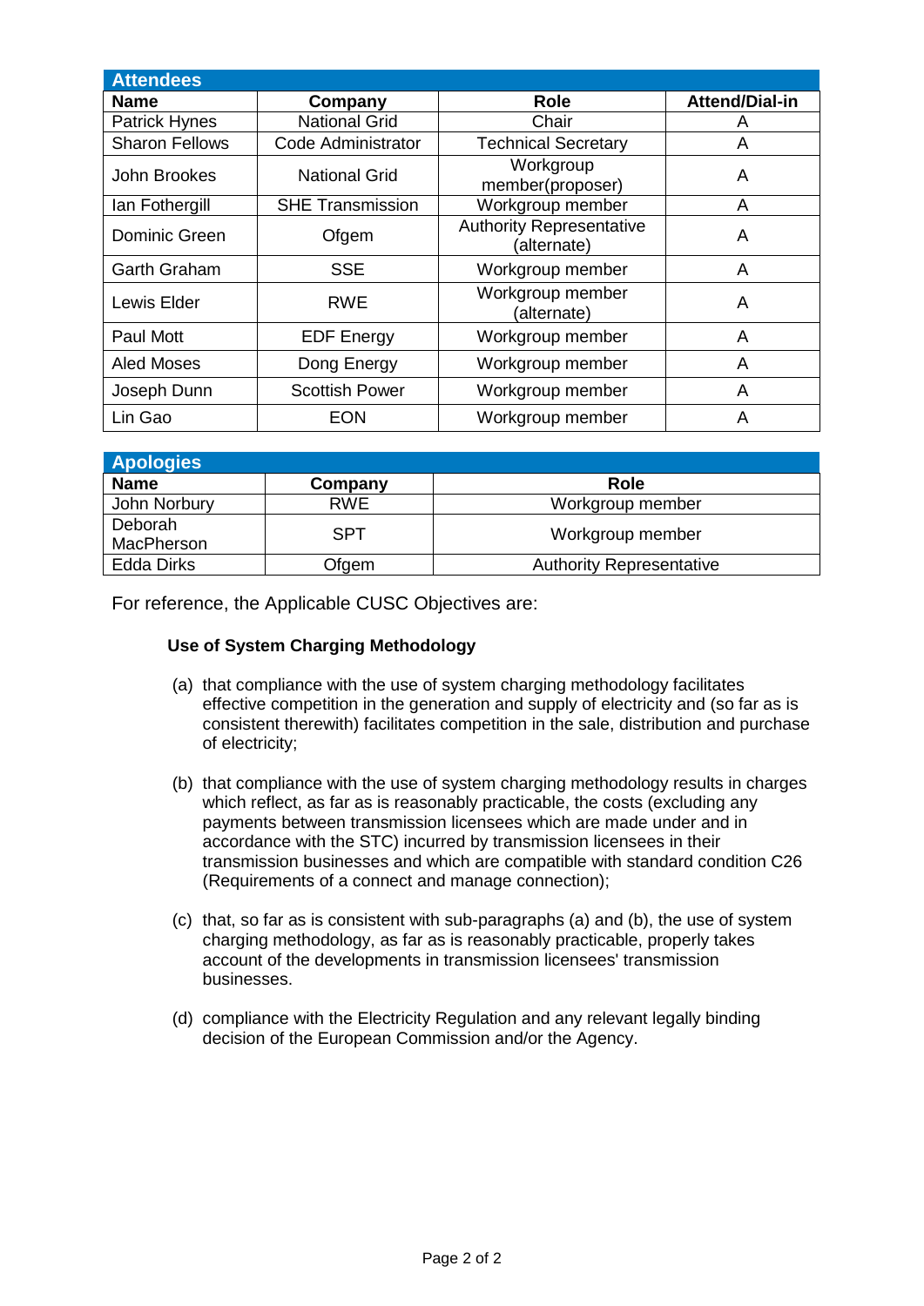| Attendees | | | |
|---|---|---|---|
| **Name** | **Company** | **Role** | **Attend/Dial-in** |
| Patrick Hynes | National Grid | Chair | A |
| Sharon Fellows | Code Administrator | Technical Secretary | A |
| John Brookes | National Grid | Workgroup member(proposer) | A |
| Ian Fothergill | SHE Transmission | Workgroup member | A |
| Dominic Green | Ofgem | Authority Representative (alternate) | A |
| Garth Graham | SSE | Workgroup member | A |
| Lewis Elder | RWE | Workgroup member (alternate) | A |
| Paul Mott | EDF Energy | Workgroup member | A |
| Aled Moses | Dong Energy | Workgroup member | A |
| Joseph Dunn | Scottish Power | Workgroup member | A |
| Lin Gao | EON | Workgroup member | A |

| Apologies | | |
|---|---|---|
| **Name** | **Company** | **Role** |
| John Norbury | RWE | Workgroup member |
| Deborah MacPherson | SPT | Workgroup member |
| Edda Dirks | Ofgem | Authority Representative |

For reference, the Applicable CUSC Objectives are:

**Use of System Charging Methodology**

(a) that compliance with the use of system charging methodology facilitates effective competition in the generation and supply of electricity and (so far as is consistent therewith) facilitates competition in the sale, distribution and purchase of electricity;

(b) that compliance with the use of system charging methodology results in charges which reflect, as far as is reasonably practicable, the costs (excluding any payments between transmission licensees which are made under and in accordance with the STC) incurred by transmission licensees in their transmission businesses and which are compatible with standard condition C26 (Requirements of a connect and manage connection);

(c) that, so far as is consistent with sub-paragraphs (a) and (b), the use of system charging methodology, as far as is reasonably practicable, properly takes account of the developments in transmission licensees' transmission businesses.

(d) compliance with the Electricity Regulation and any relevant legally binding decision of the European Commission and/or the Agency.